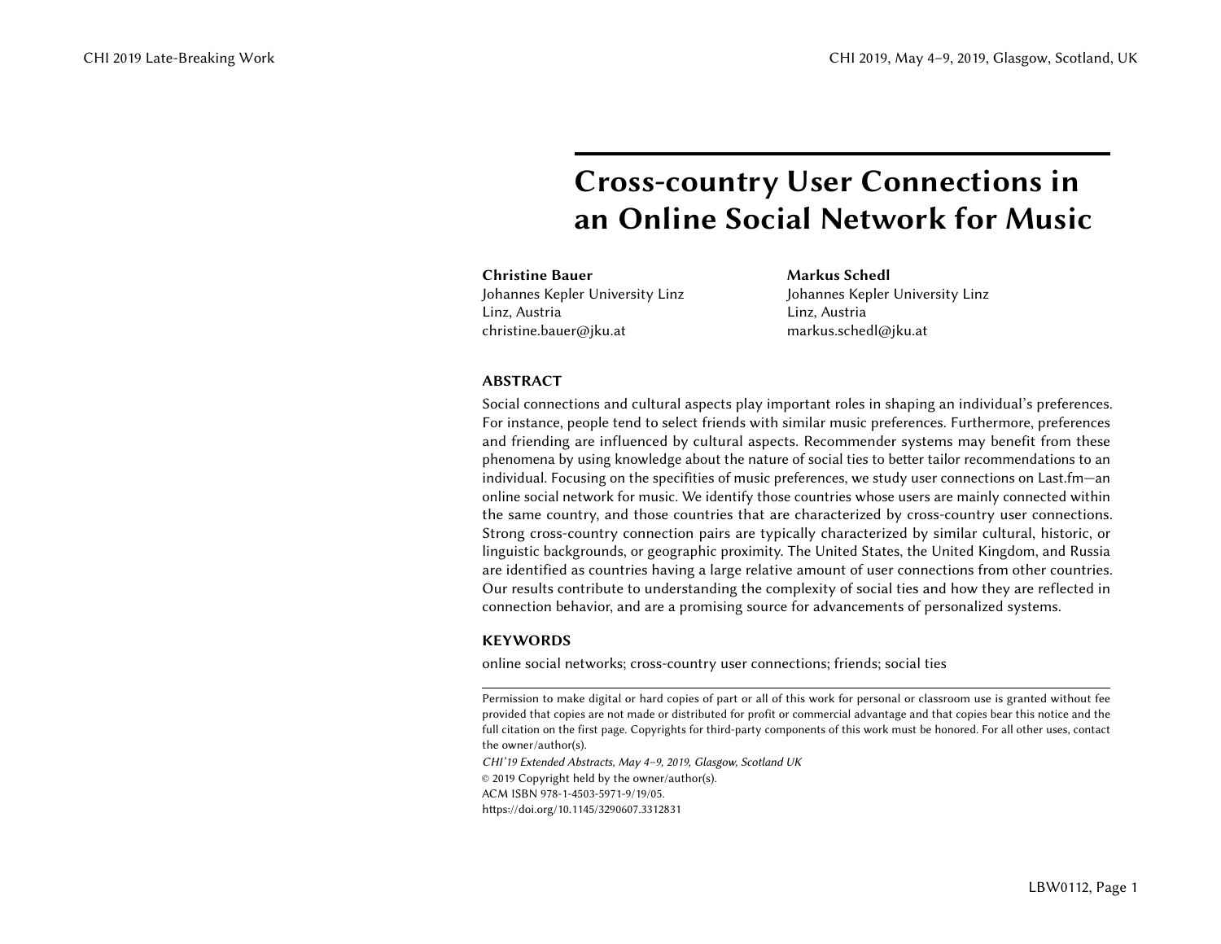# Cross-country User Connections in an Online Social Network for Music

**Christine Bauer**
Johannes Kepler University Linz
Linz, Austria
christine.bauer@jku.at

**Markus Schedl**
Johannes Kepler University Linz
Linz, Austria
markus.schedl@jku.at

## ABSTRACT

Social connections and cultural aspects play important roles in shaping an individual's preferences. For instance, people tend to select friends with similar music preferences. Furthermore, preferences and friending are influenced by cultural aspects. Recommender systems may benefit from these phenomena by using knowledge about the nature of social ties to better tailor recommendations to an individual. Focusing on the specifities of music preferences, we study user connections on Last.fm—an online social network for music. We identify those countries whose users are mainly connected within the same country, and those countries that are characterized by cross-country user connections. Strong cross-country connection pairs are typically characterized by similar cultural, historic, or linguistic backgrounds, or geographic proximity. The United States, the United Kingdom, and Russia are identified as countries having a large relative amount of user connections from other countries. Our results contribute to understanding the complexity of social ties and how they are reflected in connection behavior, and are a promising source for advancements of personalized systems.

## KEYWORDS

online social networks; cross-country user connections; friends; social ties

---

Permission to make digital or hard copies of part or all of this work for personal or classroom use is granted without fee provided that copies are not made or distributed for profit or commercial advantage and that copies bear this notice and the full citation on the first page. Copyrights for third-party components of this work must be honored. For all other uses, contact the owner/author(s).

*CHI'19 Extended Abstracts, May 4–9, 2019, Glasgow, Scotland UK*
© 2019 Copyright held by the owner/author(s).
ACM ISBN 978-1-4503-5971-9/19/05.
https://doi.org/10.1145/3290607.3312831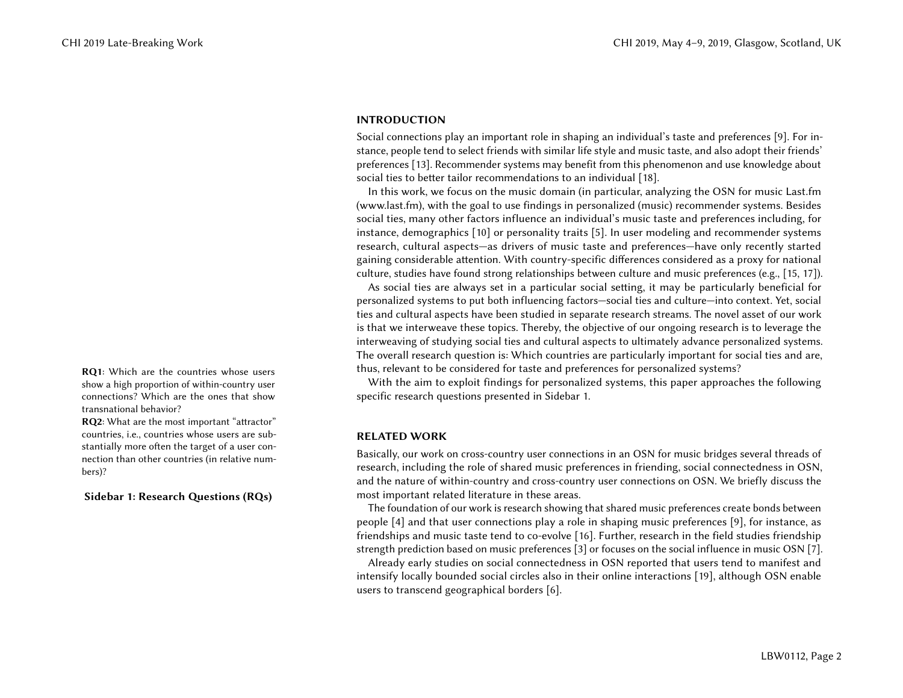## INTRODUCTION

Social connections play an important role in shaping an individual's taste and preferences [9]. For instance, people tend to select friends with similar life style and music taste, and also adopt their friends' preferences [13]. Recommender systems may benefit from this phenomenon and use knowledge about social ties to better tailor recommendations to an individual [18].

In this work, we focus on the music domain (in particular, analyzing the OSN for music Last.fm (www.last.fm), with the goal to use findings in personalized (music) recommender systems. Besides social ties, many other factors influence an individual's music taste and preferences including, for instance, demographics [10] or personality traits [5]. In user modeling and recommender systems research, cultural aspects—as drivers of music taste and preferences—have only recently started gaining considerable attention. With country-specific differences considered as a proxy for national culture, studies have found strong relationships between culture and music preferences (e.g., [15, 17]).

As social ties are always set in a particular social setting, it may be particularly beneficial for personalized systems to put both influencing factors—social ties and culture—into context. Yet, social ties and cultural aspects have been studied in separate research streams. The novel asset of our work is that we interweave these topics. Thereby, the objective of our ongoing research is to leverage the interweaving of studying social ties and cultural aspects to ultimately advance personalized systems. The overall research question is: Which countries are particularly important for social ties and are, thus, relevant to be considered for taste and preferences for personalized systems?

With the aim to exploit findings for personalized systems, this paper approaches the following specific research questions presented in Sidebar 1.

**RQ1**: Which are the countries whose users show a high proportion of within-country user connections? Which are the ones that show transnational behavior?

**RQ2**: What are the most important "attractor" countries, i.e., countries whose users are substantially more often the target of a user connection than other countries (in relative numbers)?

**Sidebar 1: Research Questions (RQs)**

## RELATED WORK

Basically, our work on cross-country user connections in an OSN for music bridges several threads of research, including the role of shared music preferences in friending, social connectedness in OSN, and the nature of within-country and cross-country user connections on OSN. We briefly discuss the most important related literature in these areas.

The foundation of our work is research showing that shared music preferences create bonds between people [4] and that user connections play a role in shaping music preferences [9], for instance, as friendships and music taste tend to co-evolve [16]. Further, research in the field studies friendship strength prediction based on music preferences [3] or focuses on the social influence in music OSN [7].

Already early studies on social connectedness in OSN reported that users tend to manifest and intensify locally bounded social circles also in their online interactions [19], although OSN enable users to transcend geographical borders [6].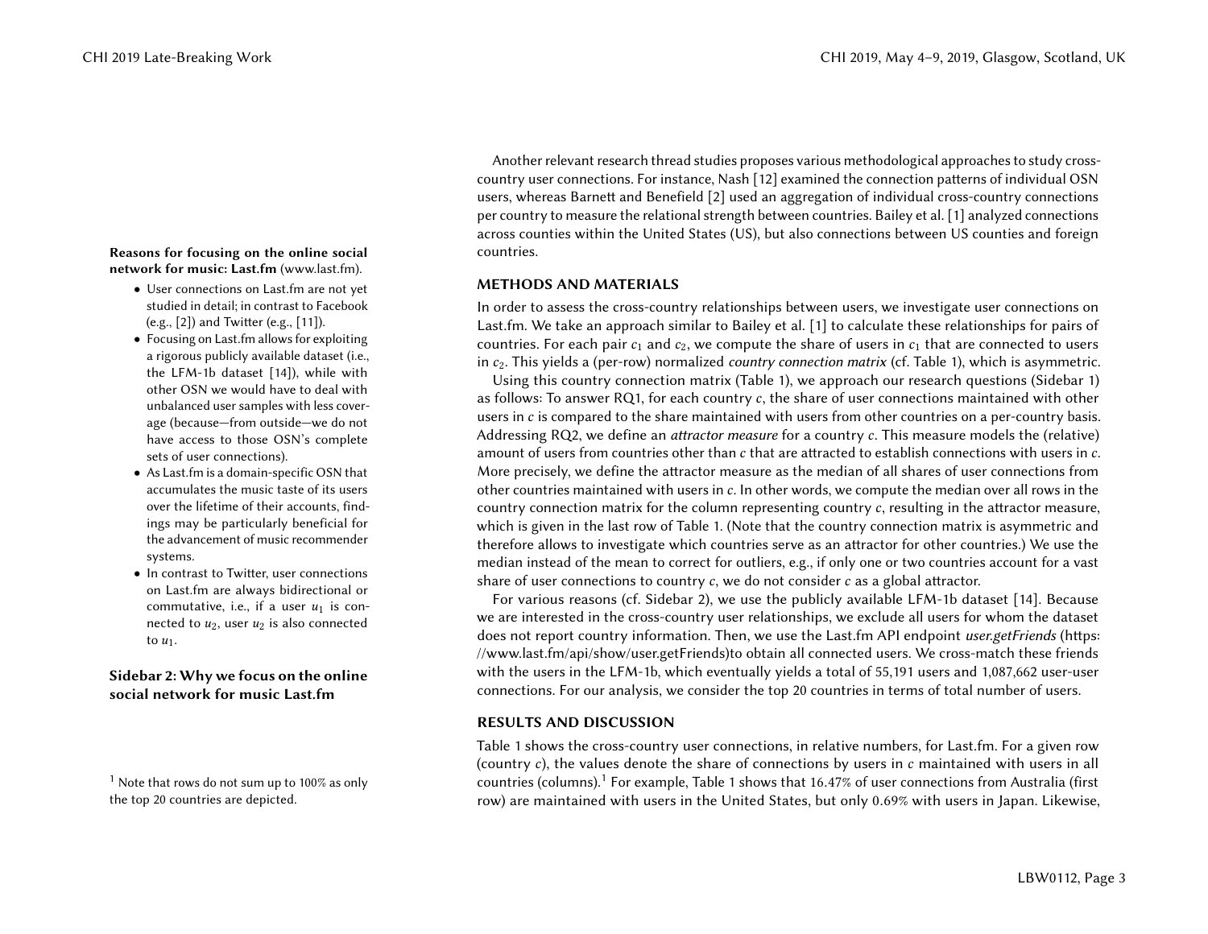Another relevant research thread studies proposes various methodological approaches to study cross-country user connections. For instance, Nash [12] examined the connection patterns of individual OSN users, whereas Barnett and Benefield [2] used an aggregation of individual cross-country connections per country to measure the relational strength between countries. Bailey et al. [1] analyzed connections across counties within the United States (US), but also connections between US counties and foreign countries.

**Reasons for focusing on the online social network for music: Last.fm** (www.last.fm).

- User connections on Last.fm are not yet studied in detail; in contrast to Facebook (e.g., [2]) and Twitter (e.g., [11]).
- Focusing on Last.fm allows for exploiting a rigorous publicly available dataset (i.e., the LFM-1b dataset [14]), while with other OSN we would have to deal with unbalanced user samples with less coverage (because—from outside—we do not have access to those OSN's complete sets of user connections).
- As Last.fm is a domain-specific OSN that accumulates the music taste of its users over the lifetime of their accounts, findings may be particularly beneficial for the advancement of music recommender systems.
- In contrast to Twitter, user connections on Last.fm are always bidirectional or commutative, i.e., if a user $u_1$ is connected to $u_2$, user $u_2$ is also connected to $u_1$.

**Sidebar 2: Why we focus on the online social network for music Last.fm**

## METHODS AND MATERIALS

In order to assess the cross-country relationships between users, we investigate user connections on Last.fm. We take an approach similar to Bailey et al. [1] to calculate these relationships for pairs of countries. For each pair $c_1$ and $c_2$, we compute the share of users in $c_1$ that are connected to users in $c_2$. This yields a (per-row) normalized *country connection matrix* (cf. Table 1), which is asymmetric.

Using this country connection matrix (Table 1), we approach our research questions (Sidebar 1) as follows: To answer RQ1, for each country $c$, the share of user connections maintained with other users in $c$ is compared to the share maintained with users from other countries on a per-country basis. Addressing RQ2, we define an *attractor measure* for a country $c$. This measure models the (relative) amount of users from countries other than $c$ that are attracted to establish connections with users in $c$. More precisely, we define the attractor measure as the median of all shares of user connections from other countries maintained with users in $c$. In other words, we compute the median over all rows in the country connection matrix for the column representing country $c$, resulting in the attractor measure, which is given in the last row of Table 1. (Note that the country connection matrix is asymmetric and therefore allows to investigate which countries serve as an attractor for other countries.) We use the median instead of the mean to correct for outliers, e.g., if only one or two countries account for a vast share of user connections to country $c$, we do not consider $c$ as a global attractor.

For various reasons (cf. Sidebar 2), we use the publicly available LFM-1b dataset [14]. Because we are interested in the cross-country user relationships, we exclude all users for whom the dataset does not report country information. Then, we use the Last.fm API endpoint *user.getFriends* (https://www.last.fm/api/show/user.getFriends)to obtain all connected users. We cross-match these friends with the users in the LFM-1b, which eventually yields a total of 55,191 users and 1,087,662 user-user connections. For our analysis, we consider the top 20 countries in terms of total number of users.

## RESULTS AND DISCUSSION

Table 1 shows the cross-country user connections, in relative numbers, for Last.fm. For a given row (country $c$), the values denote the share of connections by users in $c$ maintained with users in all countries (columns).[1] For example, Table 1 shows that 16.47% of user connections from Australia (first row) are maintained with users in the United States, but only 0.69% with users in Japan. Likewise,

[1] Note that rows do not sum up to 100% as only the top 20 countries are depicted.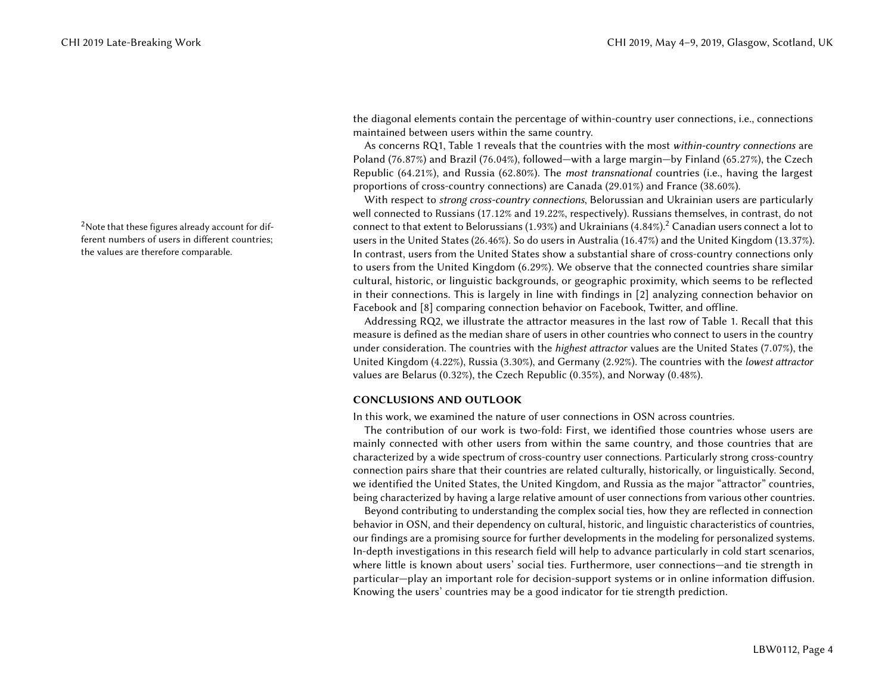the diagonal elements contain the percentage of within-country user connections, i.e., connections maintained between users within the same country.

As concerns RQ1, Table 1 reveals that the countries with the most *within-country connections* are Poland (76.87%) and Brazil (76.04%), followed—with a large margin—by Finland (65.27%), the Czech Republic (64.21%), and Russia (62.80%). The *most transnational* countries (i.e., having the largest proportions of cross-country connections) are Canada (29.01%) and France (38.60%).

With respect to *strong cross-country connections*, Belorussian and Ukrainian users are particularly well connected to Russians (17.12% and 19.22%, respectively). Russians themselves, in contrast, do not connect to that extent to Belorussians (1.93%) and Ukrainians (4.84%).[2] Canadian users connect a lot to users in the United States (26.46%). So do users in Australia (16.47%) and the United Kingdom (13.37%). In contrast, users from the United States show a substantial share of cross-country connections only to users from the United Kingdom (6.29%). We observe that the connected countries share similar cultural, historic, or linguistic backgrounds, or geographic proximity, which seems to be reflected in their connections. This is largely in line with findings in [2] analyzing connection behavior on Facebook and [8] comparing connection behavior on Facebook, Twitter, and offline.

[2]Note that these figures already account for different numbers of users in different countries; the values are therefore comparable.

Addressing RQ2, we illustrate the attractor measures in the last row of Table 1. Recall that this measure is defined as the median share of users in other countries who connect to users in the country under consideration. The countries with the *highest attractor* values are the United States (7.07%), the United Kingdom (4.22%), Russia (3.30%), and Germany (2.92%). The countries with the *lowest attractor* values are Belarus (0.32%), the Czech Republic (0.35%), and Norway (0.48%).

## CONCLUSIONS AND OUTLOOK

In this work, we examined the nature of user connections in OSN across countries.

The contribution of our work is two-fold: First, we identified those countries whose users are mainly connected with other users from within the same country, and those countries that are characterized by a wide spectrum of cross-country user connections. Particularly strong cross-country connection pairs share that their countries are related culturally, historically, or linguistically. Second, we identified the United States, the United Kingdom, and Russia as the major "attractor" countries, being characterized by having a large relative amount of user connections from various other countries.

Beyond contributing to understanding the complex social ties, how they are reflected in connection behavior in OSN, and their dependency on cultural, historic, and linguistic characteristics of countries, our findings are a promising source for further developments in the modeling for personalized systems. In-depth investigations in this research field will help to advance particularly in cold start scenarios, where little is known about users' social ties. Furthermore, user connections—and tie strength in particular—play an important role for decision-support systems or in online information diffusion. Knowing the users' countries may be a good indicator for tie strength prediction.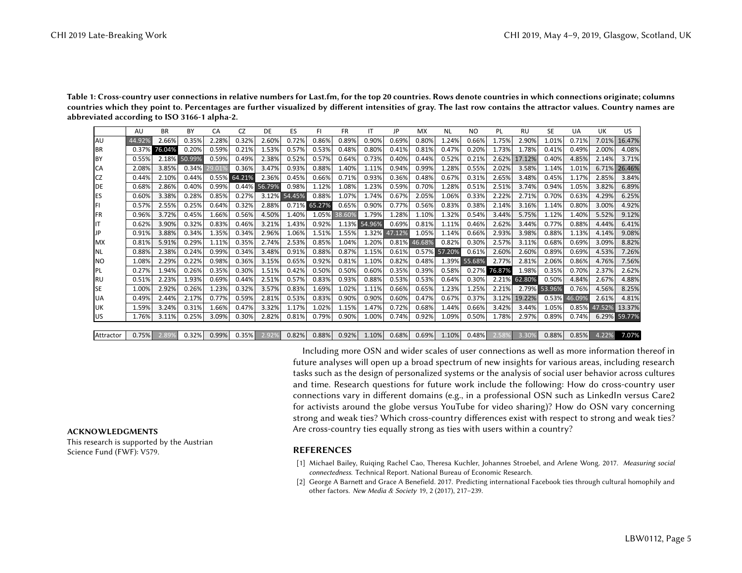**Table 1: Cross-country user connections in relative numbers for Last.fm, for the top 20 countries. Rows denote countries in which connections originate; columns countries which they point to. Percentages are further visualized by different intensities of gray. The last row contains the attractor values. Country names are abbreviated according to ISO 3166-1 alpha-2.**

| | AU | BR | BY | CA | CZ | DE | ES | FI | FR | IT | JP | MX | NL | NO | PL | RU | SE | UA | UK | US |
|---|---|---|---|---|---|---|---|---|---|---|---|---|---|---|---|---|---|---|---|---|
| AU | 44.92% | 2.66% | 0.35% | 2.28% | 0.32% | 2.60% | 0.72% | 0.86% | 0.89% | 0.90% | 0.69% | 0.80% | 1.24% | 0.66% | 1.75% | 2.90% | 1.01% | 0.71% | 7.01% | 16.47% |
| BR | 0.37% | 76.04% | 0.20% | 0.59% | 0.21% | 1.53% | 0.57% | 0.53% | 0.48% | 0.80% | 0.41% | 0.81% | 0.47% | 0.20% | 1.73% | 1.78% | 0.41% | 0.49% | 2.00% | 4.08% |
| BY | 0.55% | 2.18% | 50.99% | 0.59% | 0.49% | 2.38% | 0.52% | 0.57% | 0.64% | 0.73% | 0.40% | 0.44% | 0.52% | 0.21% | 2.62% | 17.12% | 0.40% | 4.85% | 2.14% | 3.71% |
| CA | 2.08% | 3.85% | 0.34% | 29.01% | 0.36% | 3.47% | 0.93% | 0.88% | 1.40% | 1.11% | 0.94% | 0.99% | 1.28% | 0.55% | 2.02% | 3.58% | 1.14% | 1.01% | 6.71% | 26.46% |
| CZ | 0.44% | 2.10% | 0.44% | 0.55% | 64.21% | 2.36% | 0.45% | 0.66% | 0.71% | 0.93% | 0.36% | 0.48% | 0.67% | 0.31% | 2.65% | 3.48% | 0.45% | 1.17% | 2.85% | 3.84% |
| DE | 0.68% | 2.86% | 0.40% | 0.99% | 0.44% | 56.79% | 0.98% | 1.12% | 1.08% | 1.23% | 0.59% | 0.70% | 1.28% | 0.51% | 2.51% | 3.74% | 0.94% | 1.05% | 3.82% | 6.89% |
| ES | 0.60% | 3.38% | 0.28% | 0.85% | 0.27% | 3.12% | 54.45% | 0.88% | 1.07% | 1.74% | 0.67% | 2.05% | 1.06% | 0.33% | 2.22% | 2.71% | 0.70% | 0.63% | 4.29% | 6.25% |
| FI | 0.57% | 2.55% | 0.25% | 0.64% | 0.32% | 2.88% | 0.71% | 65.27% | 0.65% | 0.90% | 0.77% | 0.56% | 0.83% | 0.38% | 2.14% | 3.16% | 1.14% | 0.80% | 3.00% | 4.92% |
| FR | 0.96% | 3.72% | 0.45% | 1.66% | 0.56% | 4.50% | 1.40% | 1.05% | 38.60% | 1.79% | 1.28% | 1.10% | 1.32% | 0.54% | 3.44% | 5.75% | 1.12% | 1.40% | 5.52% | 9.12% |
| IT | 0.62% | 3.90% | 0.32% | 0.83% | 0.46% | 3.21% | 1.43% | 0.92% | 1.13% | 54.96% | 0.69% | 0.81% | 1.11% | 0.46% | 2.62% | 3.44% | 0.77% | 0.88% | 4.44% | 6.41% |
| JP | 0.91% | 3.88% | 0.34% | 1.35% | 0.34% | 2.96% | 1.06% | 1.51% | 1.55% | 1.32% | 47.12% | 1.05% | 1.14% | 0.66% | 2.93% | 3.98% | 0.88% | 1.13% | 4.14% | 9.08% |
| MX | 0.81% | 5.91% | 0.29% | 1.11% | 0.35% | 2.74% | 2.53% | 0.85% | 1.04% | 1.20% | 0.81% | 46.68% | 0.82% | 0.30% | 2.57% | 3.11% | 0.68% | 0.69% | 3.09% | 8.82% |
| NL | 0.88% | 2.38% | 0.24% | 0.99% | 0.34% | 3.48% | 0.91% | 0.88% | 0.87% | 1.15% | 0.61% | 0.57% | 57.20% | 0.61% | 2.60% | 2.60% | 0.89% | 0.69% | 4.53% | 7.26% |
| NO | 1.08% | 2.29% | 0.22% | 0.98% | 0.36% | 3.15% | 0.65% | 0.92% | 0.81% | 1.10% | 0.82% | 0.48% | 1.39% | 55.68% | 2.77% | 2.81% | 2.06% | 0.86% | 4.76% | 7.56% |
| PL | 0.27% | 1.94% | 0.26% | 0.35% | 0.30% | 1.51% | 0.42% | 0.50% | 0.50% | 0.60% | 0.35% | 0.39% | 0.58% | 0.27% | 76.87% | 1.98% | 0.35% | 0.70% | 2.37% | 2.62% |
| RU | 0.51% | 2.23% | 1.93% | 0.69% | 0.44% | 2.51% | 0.57% | 0.83% | 0.93% | 0.88% | 0.53% | 0.53% | 0.64% | 0.30% | 2.21% | 62.80% | 0.50% | 4.84% | 2.67% | 4.88% |
| SE | 1.00% | 2.92% | 0.26% | 1.23% | 0.32% | 3.57% | 0.83% | 1.69% | 1.02% | 1.11% | 0.66% | 0.65% | 1.23% | 1.25% | 2.21% | 2.79% | 53.96% | 0.76% | 4.56% | 8.25% |
| UA | 0.49% | 2.44% | 2.17% | 0.77% | 0.59% | 2.81% | 0.53% | 0.83% | 0.90% | 0.90% | 0.60% | 0.47% | 0.67% | 0.37% | 3.12% | 19.22% | 0.53% | 46.09% | 2.61% | 4.81% |
| UK | 1.59% | 3.24% | 0.31% | 1.66% | 0.47% | 3.32% | 1.17% | 1.02% | 1.15% | 1.47% | 0.72% | 0.68% | 1.44% | 0.66% | 3.42% | 3.44% | 1.05% | 0.85% | 47.52% | 13.37% |
| US | 1.76% | 3.11% | 0.25% | 3.09% | 0.30% | 2.82% | 0.81% | 0.79% | 0.90% | 1.00% | 0.74% | 0.92% | 1.09% | 0.50% | 1.78% | 2.97% | 0.89% | 0.74% | 6.29% | 59.77% |
| Attractor | 0.75% | 2.89% | 0.32% | 0.99% | 0.35% | 2.92% | 0.82% | 0.88% | 0.92% | 1.10% | 0.68% | 0.69% | 1.10% | 0.48% | 2.58% | 3.30% | 0.88% | 0.85% | 4.22% | 7.07% |

Including more OSN and wider scales of user connections as well as more information thereof in future analyses will open up a broad spectrum of new insights for various areas, including research tasks such as the design of personalized systems or the analysis of social user behavior across cultures and time. Research questions for future work include the following: How do cross-country user connections vary in different domains (e.g., in a professional OSN such as LinkedIn versus Care2 for activists around the globe versus YouTube for video sharing)? How do OSN vary concerning strong and weak ties? Which cross-country differences exist with respect to strong and weak ties? Are cross-country ties equally strong as ties with users within a country?

## ACKNOWLEDGMENTS

This research is supported by the Austrian Science Fund (FWF): V579.

## REFERENCES

[1] Michael Bailey, Ruiqing Rachel Cao, Theresa Kuchler, Johannes Stroebel, and Arlene Wong. 2017. *Measuring social connectedness.* Technical Report. National Bureau of Economic Research.

[2] George A Barnett and Grace A Benefield. 2017. Predicting international Facebook ties through cultural homophily and other factors. *New Media & Society* 19, 2 (2017), 217–239.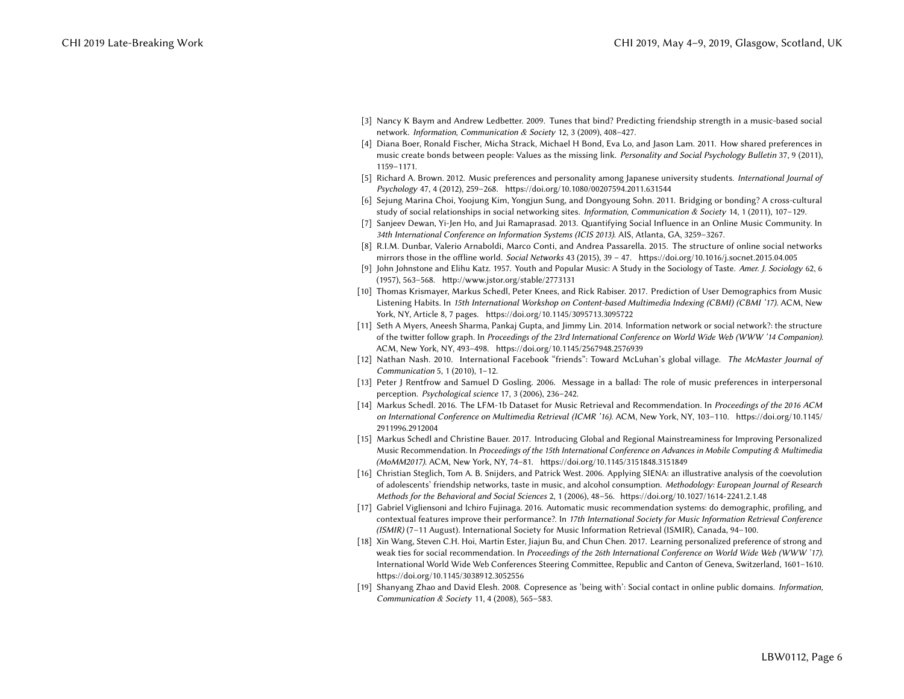- [3] Nancy K Baym and Andrew Ledbetter. 2009. Tunes that bind? Predicting friendship strength in a music-based social network. *Information, Communication & Society* 12, 3 (2009), 408–427.
- [4] Diana Boer, Ronald Fischer, Micha Strack, Michael H Bond, Eva Lo, and Jason Lam. 2011. How shared preferences in music create bonds between people: Values as the missing link. *Personality and Social Psychology Bulletin* 37, 9 (2011), 1159–1171.
- [5] Richard A. Brown. 2012. Music preferences and personality among Japanese university students. *International Journal of Psychology* 47, 4 (2012), 259–268. https://doi.org/10.1080/00207594.2011.631544
- [6] Sejung Marina Choi, Yoojung Kim, Yongjun Sung, and Dongyoung Sohn. 2011. Bridging or bonding? A cross-cultural study of social relationships in social networking sites. *Information, Communication & Society* 14, 1 (2011), 107–129.
- [7] Sanjeev Dewan, Yi-Jen Ho, and Jui Ramaprasad. 2013. Quantifying Social Influence in an Online Music Community. In *34th International Conference on Information Systems (ICIS 2013)*. AIS, Atlanta, GA, 3259–3267.
- [8] R.I.M. Dunbar, Valerio Arnaboldi, Marco Conti, and Andrea Passarella. 2015. The structure of online social networks mirrors those in the offline world. *Social Networks* 43 (2015), 39 – 47. https://doi.org/10.1016/j.socnet.2015.04.005
- [9] John Johnstone and Elihu Katz. 1957. Youth and Popular Music: A Study in the Sociology of Taste. *Amer. J. Sociology* 62, 6 (1957), 563–568. http://www.jstor.org/stable/2773131
- [10] Thomas Krismayer, Markus Schedl, Peter Knees, and Rick Rabiser. 2017. Prediction of User Demographics from Music Listening Habits. In *15th International Workshop on Content-based Multimedia Indexing (CBMI) (CBMI '17)*. ACM, New York, NY, Article 8, 7 pages. https://doi.org/10.1145/3095713.3095722
- [11] Seth A Myers, Aneesh Sharma, Pankaj Gupta, and Jimmy Lin. 2014. Information network or social network?: the structure of the twitter follow graph. In *Proceedings of the 23rd International Conference on World Wide Web (WWW '14 Companion)*. ACM, New York, NY, 493–498. https://doi.org/10.1145/2567948.2576939
- [12] Nathan Nash. 2010. International Facebook "friends": Toward McLuhan's global village. *The McMaster Journal of Communication* 5, 1 (2010), 1–12.
- [13] Peter J Rentfrow and Samuel D Gosling. 2006. Message in a ballad: The role of music preferences in interpersonal perception. *Psychological science* 17, 3 (2006), 236–242.
- [14] Markus Schedl. 2016. The LFM-1b Dataset for Music Retrieval and Recommendation. In *Proceedings of the 2016 ACM on International Conference on Multimedia Retrieval (ICMR '16)*. ACM, New York, NY, 103–110. https://doi.org/10.1145/2911996.2912004
- [15] Markus Schedl and Christine Bauer. 2017. Introducing Global and Regional Mainstreaminess for Improving Personalized Music Recommendation. In *Proceedings of the 15th International Conference on Advances in Mobile Computing & Multimedia (MoMM2017)*. ACM, New York, NY, 74–81. https://doi.org/10.1145/3151848.3151849
- [16] Christian Steglich, Tom A. B. Snijders, and Patrick West. 2006. Applying SIENA: an illustrative analysis of the coevolution of adolescents' friendship networks, taste in music, and alcohol consumption. *Methodology: European Journal of Research Methods for the Behavioral and Social Sciences* 2, 1 (2006), 48–56. https://doi.org/10.1027/1614-2241.2.1.48
- [17] Gabriel Vigliensoni and Ichiro Fujinaga. 2016. Automatic music recommendation systems: do demographic, profiling, and contextual features improve their performance?. In *17th International Society for Music Information Retrieval Conference (ISMIR)* (7–11 August). International Society for Music Information Retrieval (ISMIR), Canada, 94–100.
- [18] Xin Wang, Steven C.H. Hoi, Martin Ester, Jiajun Bu, and Chun Chen. 2017. Learning personalized preference of strong and weak ties for social recommendation. In *Proceedings of the 26th International Conference on World Wide Web (WWW '17)*. International World Wide Web Conferences Steering Committee, Republic and Canton of Geneva, Switzerland, 1601–1610. https://doi.org/10.1145/3038912.3052556
- [19] Shanyang Zhao and David Elesh. 2008. Copresence as 'being with': Social contact in online public domains. *Information, Communication & Society* 11, 4 (2008), 565–583.